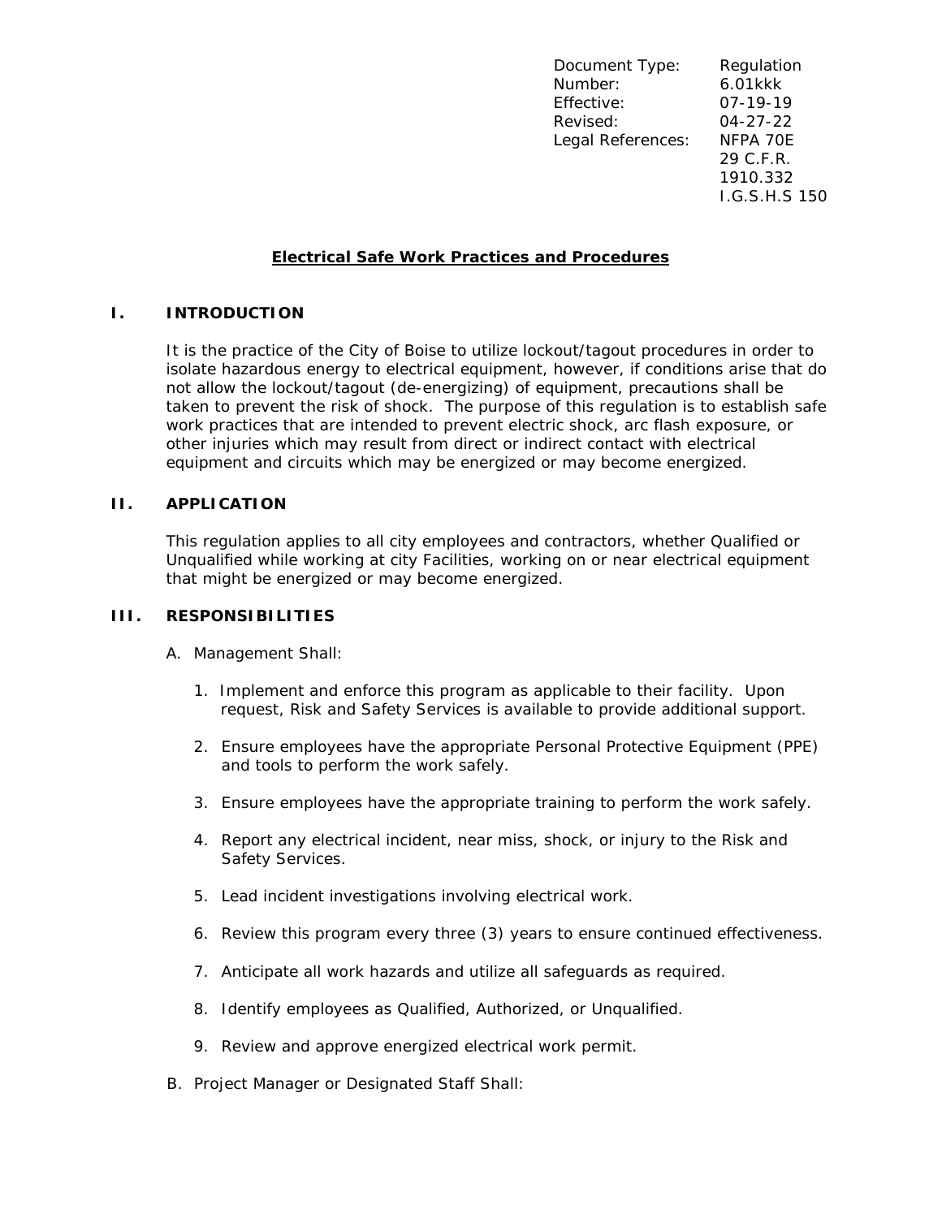| | |
|---|---|
| Document Type: | Regulation |
| Number: | 6.01kkk |
| Effective: | 07-19-19 |
| Revised: | 04-27-22 |
| Legal References: | NFPA 70E<br>29 C.F.R. 1910.332<br>I.G.S.H.S 150 |

# Electrical Safe Work Practices and Procedures

## I. INTRODUCTION

It is the practice of the City of Boise to utilize lockout/tagout procedures in order to isolate hazardous energy to electrical equipment, however, if conditions arise that do not allow the lockout/tagout (de-energizing) of equipment, precautions shall be taken to prevent the risk of shock. The purpose of this regulation is to establish safe work practices that are intended to prevent electric shock, arc flash exposure, or other injuries which may result from direct or indirect contact with electrical equipment and circuits which may be energized or may become energized.

## II. APPLICATION

This regulation applies to all city employees and contractors, whether Qualified or Unqualified while working at city Facilities, working on or near electrical equipment that might be energized or may become energized.

## III. RESPONSIBILITIES

A. Management Shall:

1. Implement and enforce this program as applicable to their facility. Upon request, Risk and Safety Services is available to provide additional support.
2. Ensure employees have the appropriate Personal Protective Equipment (PPE) and tools to perform the work safely.
3. Ensure employees have the appropriate training to perform the work safely.
4. Report any electrical incident, near miss, shock, or injury to the Risk and Safety Services.
5. Lead incident investigations involving electrical work.
6. Review this program every three (3) years to ensure continued effectiveness.
7. Anticipate all work hazards and utilize all safeguards as required.
8. Identify employees as Qualified, Authorized, or Unqualified.
9. Review and approve energized electrical work permit.

B. Project Manager or Designated Staff Shall: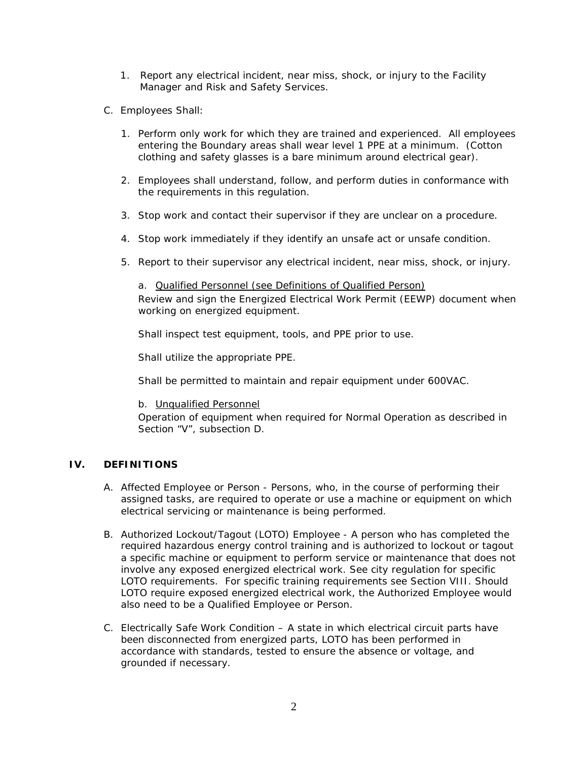1. Report any electrical incident, near miss, shock, or injury to the Facility Manager and Risk and Safety Services.

C. Employees Shall:

1. Perform only work for which they are trained and experienced. All employees entering the Boundary areas shall wear level 1 PPE at a minimum. (Cotton clothing and safety glasses is a bare minimum around electrical gear).

2. Employees shall understand, follow, and perform duties in conformance with the requirements in this regulation.

3. Stop work and contact their supervisor if they are unclear on a procedure.

4. Stop work immediately if they identify an unsafe act or unsafe condition.

5. Report to their supervisor any electrical incident, near miss, shock, or injury.

   a. <u>Qualified Personnel (see Definitions of Qualified Person)</u>
   Review and sign the Energized Electrical Work Permit (EEWP) document when working on energized equipment.

   Shall inspect test equipment, tools, and PPE prior to use.

   Shall utilize the appropriate PPE.

   Shall be permitted to maintain and repair equipment under 600VAC.

   b. <u>Unqualified Personnel</u>
   Operation of equipment when required for Normal Operation as described in Section "V", subsection D.

## IV. DEFINITIONS

A. Affected Employee or Person - Persons, who, in the course of performing their assigned tasks, are required to operate or use a machine or equipment on which electrical servicing or maintenance is being performed.

B. Authorized Lockout/Tagout (LOTO) Employee - A person who has completed the required hazardous energy control training and is authorized to lockout or tagout a specific machine or equipment to perform service or maintenance that does not involve any exposed energized electrical work. See city regulation for specific LOTO requirements. For specific training requirements see Section VIII. Should LOTO require exposed energized electrical work, the Authorized Employee would also need to be a Qualified Employee or Person.

C. Electrically Safe Work Condition – A state in which electrical circuit parts have been disconnected from energized parts, LOTO has been performed in accordance with standards, tested to ensure the absence or voltage, and grounded if necessary.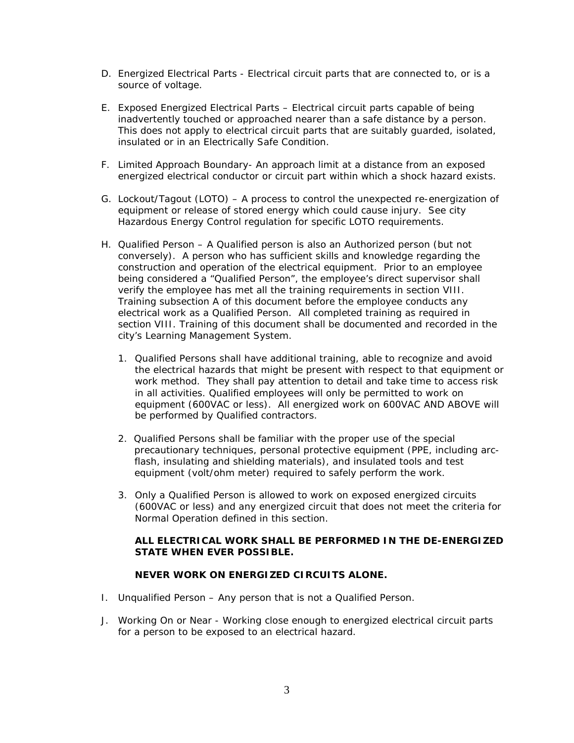D. Energized Electrical Parts - Electrical circuit parts that are connected to, or is a source of voltage.

E. Exposed Energized Electrical Parts – Electrical circuit parts capable of being inadvertently touched or approached nearer than a safe distance by a person. This does not apply to electrical circuit parts that are suitably guarded, isolated, insulated or in an Electrically Safe Condition.

F. Limited Approach Boundary- An approach limit at a distance from an exposed energized electrical conductor or circuit part within which a shock hazard exists.

G. Lockout/Tagout (LOTO) – A process to control the unexpected re-energization of equipment or release of stored energy which could cause injury. See city Hazardous Energy Control regulation for specific LOTO requirements.

H. Qualified Person – A Qualified person is also an Authorized person (but not conversely). A person who has sufficient skills and knowledge regarding the construction and operation of the electrical equipment. Prior to an employee being considered a "Qualified Person", the employee's direct supervisor shall verify the employee has met all the training requirements in section VIII. Training subsection A of this document before the employee conducts any electrical work as a Qualified Person. All completed training as required in section VIII. Training of this document shall be documented and recorded in the city's Learning Management System.

   1. Qualified Persons shall have additional training, able to recognize and avoid the electrical hazards that might be present with respect to that equipment or work method. They shall pay attention to detail and take time to access risk in all activities. Qualified employees will only be permitted to work on equipment (600VAC or less). All energized work on 600VAC AND ABOVE will be performed by Qualified contractors.

   2. Qualified Persons shall be familiar with the proper use of the special precautionary techniques, personal protective equipment (PPE, including arc-flash, insulating and shielding materials), and insulated tools and test equipment (volt/ohm meter) required to safely perform the work.

   3. Only a Qualified Person is allowed to work on exposed energized circuits (600VAC or less) and any energized circuit that does not meet the criteria for Normal Operation defined in this section.

   **ALL ELECTRICAL WORK SHALL BE PERFORMED IN THE DE-ENERGIZED STATE WHEN EVER POSSIBLE.**

   **NEVER WORK ON ENERGIZED CIRCUITS ALONE.**

I. Unqualified Person – Any person that is not a Qualified Person.

J. Working On or Near - Working close enough to energized electrical circuit parts for a person to be exposed to an electrical hazard.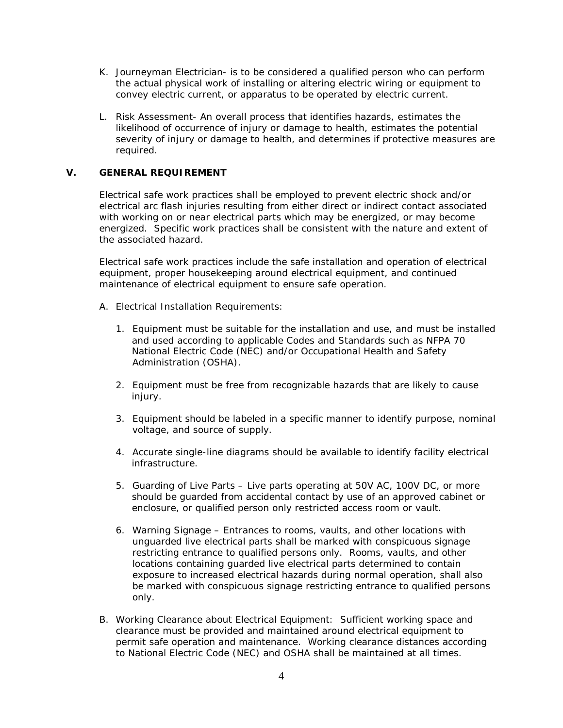K. Journeyman Electrician- is to be considered a qualified person who can perform the actual physical work of installing or altering electric wiring or equipment to convey electric current, or apparatus to be operated by electric current.

L. Risk Assessment- An overall process that identifies hazards, estimates the likelihood of occurrence of injury or damage to health, estimates the potential severity of injury or damage to health, and determines if protective measures are required.

## V. GENERAL REQUIREMENT

Electrical safe work practices shall be employed to prevent electric shock and/or electrical arc flash injuries resulting from either direct or indirect contact associated with working on or near electrical parts which may be energized, or may become energized. Specific work practices shall be consistent with the nature and extent of the associated hazard.

Electrical safe work practices include the safe installation and operation of electrical equipment, proper housekeeping around electrical equipment, and continued maintenance of electrical equipment to ensure safe operation.

A. Electrical Installation Requirements:

1. Equipment must be suitable for the installation and use, and must be installed and used according to applicable Codes and Standards such as NFPA 70 National Electric Code (NEC) and/or Occupational Health and Safety Administration (OSHA).

2. Equipment must be free from recognizable hazards that are likely to cause injury.

3. Equipment should be labeled in a specific manner to identify purpose, nominal voltage, and source of supply.

4. Accurate single-line diagrams should be available to identify facility electrical infrastructure.

5. Guarding of Live Parts – Live parts operating at 50V AC, 100V DC, or more should be guarded from accidental contact by use of an approved cabinet or enclosure, or qualified person only restricted access room or vault.

6. Warning Signage – Entrances to rooms, vaults, and other locations with unguarded live electrical parts shall be marked with conspicuous signage restricting entrance to qualified persons only. Rooms, vaults, and other locations containing guarded live electrical parts determined to contain exposure to increased electrical hazards during normal operation, shall also be marked with conspicuous signage restricting entrance to qualified persons only.

B. Working Clearance about Electrical Equipment: Sufficient working space and clearance must be provided and maintained around electrical equipment to permit safe operation and maintenance. Working clearance distances according to National Electric Code (NEC) and OSHA shall be maintained at all times.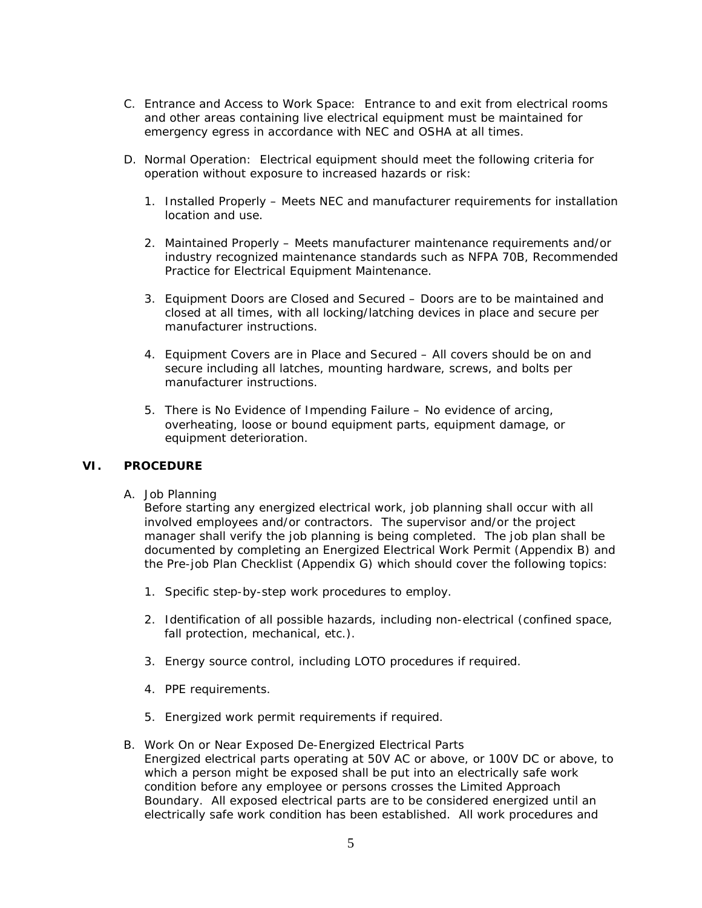C. Entrance and Access to Work Space: Entrance to and exit from electrical rooms and other areas containing live electrical equipment must be maintained for emergency egress in accordance with NEC and OSHA at all times.

D. Normal Operation: Electrical equipment should meet the following criteria for operation without exposure to increased hazards or risk:

   1. Installed Properly – Meets NEC and manufacturer requirements for installation location and use.

   2. Maintained Properly – Meets manufacturer maintenance requirements and/or industry recognized maintenance standards such as NFPA 70B, Recommended Practice for Electrical Equipment Maintenance.

   3. Equipment Doors are Closed and Secured – Doors are to be maintained and closed at all times, with all locking/latching devices in place and secure per manufacturer instructions.

   4. Equipment Covers are in Place and Secured – All covers should be on and secure including all latches, mounting hardware, screws, and bolts per manufacturer instructions.

   5. There is No Evidence of Impending Failure – No evidence of arcing, overheating, loose or bound equipment parts, equipment damage, or equipment deterioration.

## VI. PROCEDURE

A. Job Planning
Before starting any energized electrical work, job planning shall occur with all involved employees and/or contractors. The supervisor and/or the project manager shall verify the job planning is being completed. The job plan shall be documented by completing an Energized Electrical Work Permit (Appendix B) and the Pre-job Plan Checklist (Appendix G) which should cover the following topics:

   1. Specific step-by-step work procedures to employ.

   2. Identification of all possible hazards, including non-electrical (confined space, fall protection, mechanical, etc.).

   3. Energy source control, including LOTO procedures if required.

   4. PPE requirements.

   5. Energized work permit requirements if required.

B. Work On or Near Exposed De-Energized Electrical Parts
Energized electrical parts operating at 50V AC or above, or 100V DC or above, to which a person might be exposed shall be put into an electrically safe work condition before any employee or persons crosses the Limited Approach Boundary. All exposed electrical parts are to be considered energized until an electrically safe work condition has been established. All work procedures and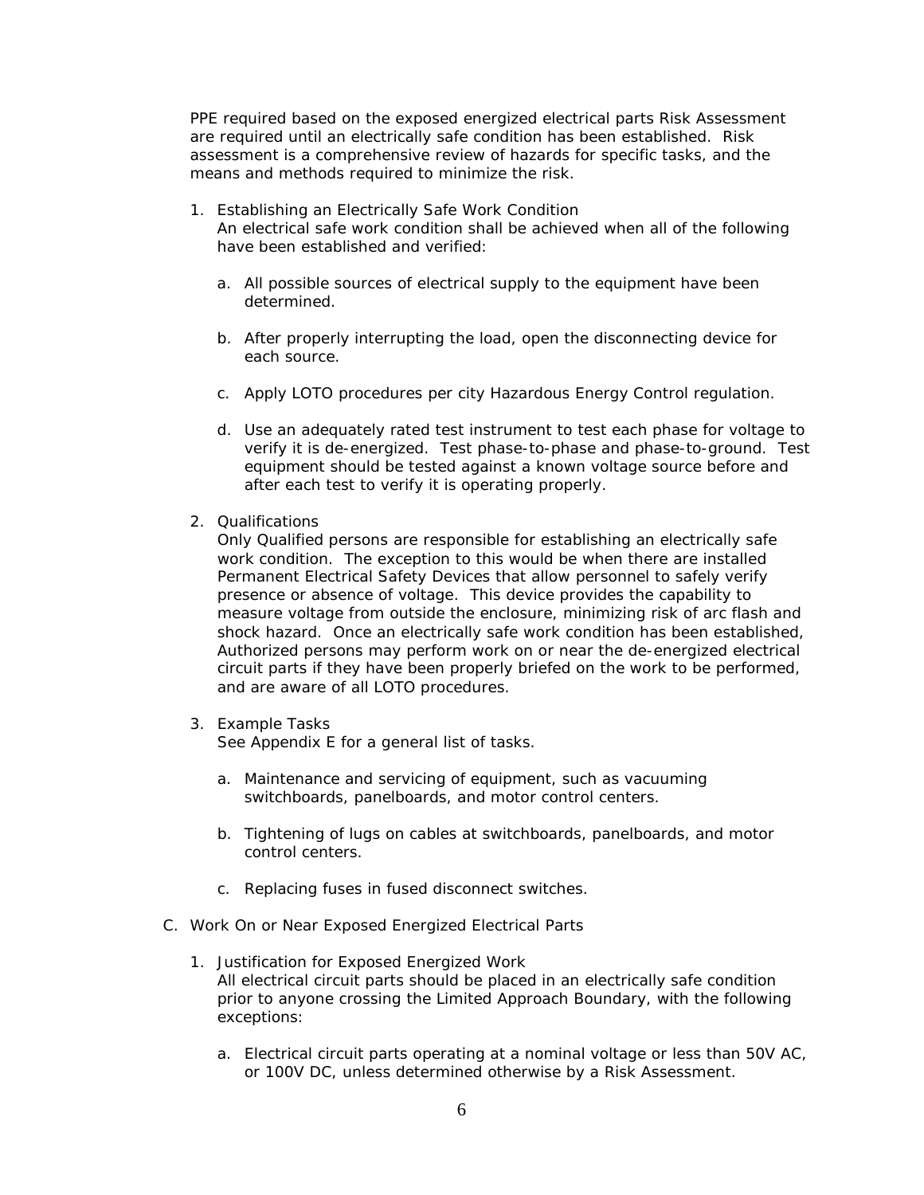PPE required based on the exposed energized electrical parts Risk Assessment are required until an electrically safe condition has been established. Risk assessment is a comprehensive review of hazards for specific tasks, and the means and methods required to minimize the risk.

1. Establishing an Electrically Safe Work Condition
   An electrical safe work condition shall be achieved when all of the following have been established and verified:

   a. All possible sources of electrical supply to the equipment have been determined.

   b. After properly interrupting the load, open the disconnecting device for each source.

   c. Apply LOTO procedures per city Hazardous Energy Control regulation.

   d. Use an adequately rated test instrument to test each phase for voltage to verify it is de-energized. Test phase-to-phase and phase-to-ground. Test equipment should be tested against a known voltage source before and after each test to verify it is operating properly.

2. Qualifications
   Only Qualified persons are responsible for establishing an electrically safe work condition. The exception to this would be when there are installed Permanent Electrical Safety Devices that allow personnel to safely verify presence or absence of voltage. This device provides the capability to measure voltage from outside the enclosure, minimizing risk of arc flash and shock hazard. Once an electrically safe work condition has been established, Authorized persons may perform work on or near the de-energized electrical circuit parts if they have been properly briefed on the work to be performed, and are aware of all LOTO procedures.

3. Example Tasks
   See Appendix E for a general list of tasks.

   a. Maintenance and servicing of equipment, such as vacuuming switchboards, panelboards, and motor control centers.

   b. Tightening of lugs on cables at switchboards, panelboards, and motor control centers.

   c. Replacing fuses in fused disconnect switches.

C. Work On or Near Exposed Energized Electrical Parts

1. Justification for Exposed Energized Work
   All electrical circuit parts should be placed in an electrically safe condition prior to anyone crossing the Limited Approach Boundary, with the following exceptions:

   a. Electrical circuit parts operating at a nominal voltage or less than 50V AC, or 100V DC, unless determined otherwise by a Risk Assessment.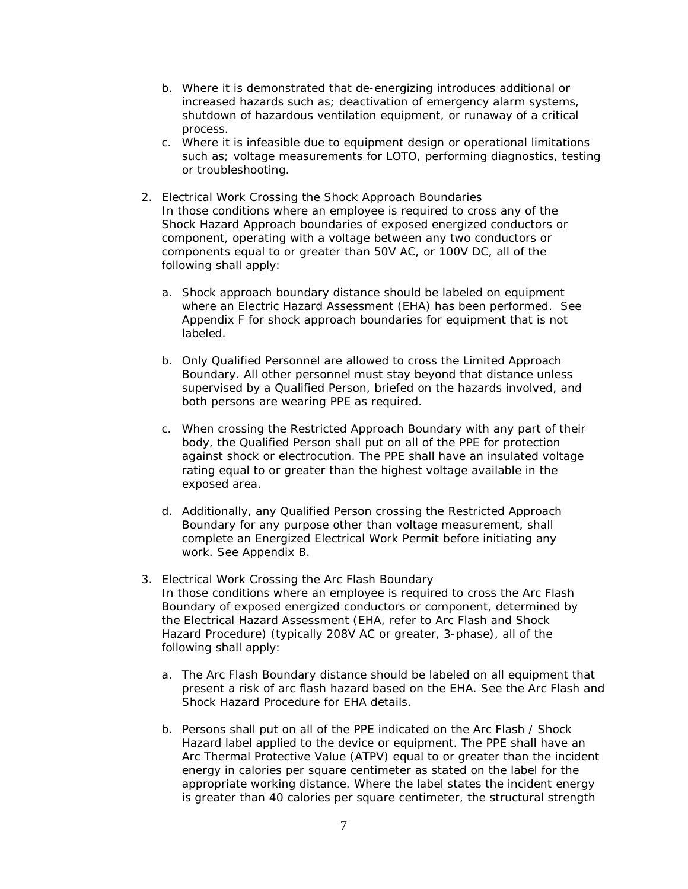b. Where it is demonstrated that de-energizing introduces additional or increased hazards such as; deactivation of emergency alarm systems, shutdown of hazardous ventilation equipment, or runaway of a critical process.

c. Where it is infeasible due to equipment design or operational limitations such as; voltage measurements for LOTO, performing diagnostics, testing or troubleshooting.

2. Electrical Work Crossing the Shock Approach Boundaries
   In those conditions where an employee is required to cross any of the Shock Hazard Approach boundaries of exposed energized conductors or component, operating with a voltage between any two conductors or components equal to or greater than 50V AC, or 100V DC, all of the following shall apply:

   a. Shock approach boundary distance should be labeled on equipment where an Electric Hazard Assessment (EHA) has been performed. See Appendix F for shock approach boundaries for equipment that is not labeled.

   b. Only Qualified Personnel are allowed to cross the Limited Approach Boundary. All other personnel must stay beyond that distance unless supervised by a Qualified Person, briefed on the hazards involved, and both persons are wearing PPE as required.

   c. When crossing the Restricted Approach Boundary with any part of their body, the Qualified Person shall put on all of the PPE for protection against shock or electrocution. The PPE shall have an insulated voltage rating equal to or greater than the highest voltage available in the exposed area.

   d. Additionally, any Qualified Person crossing the Restricted Approach Boundary for any purpose other than voltage measurement, shall complete an Energized Electrical Work Permit before initiating any work. See Appendix B.

3. Electrical Work Crossing the Arc Flash Boundary
   In those conditions where an employee is required to cross the Arc Flash Boundary of exposed energized conductors or component, determined by the Electrical Hazard Assessment (EHA, refer to Arc Flash and Shock Hazard Procedure) (typically 208V AC or greater, 3-phase), all of the following shall apply:

   a. The Arc Flash Boundary distance should be labeled on all equipment that present a risk of arc flash hazard based on the EHA. See the Arc Flash and Shock Hazard Procedure for EHA details.

   b. Persons shall put on all of the PPE indicated on the Arc Flash / Shock Hazard label applied to the device or equipment. The PPE shall have an Arc Thermal Protective Value (ATPV) equal to or greater than the incident energy in calories per square centimeter as stated on the label for the appropriate working distance. Where the label states the incident energy is greater than 40 calories per square centimeter, the structural strength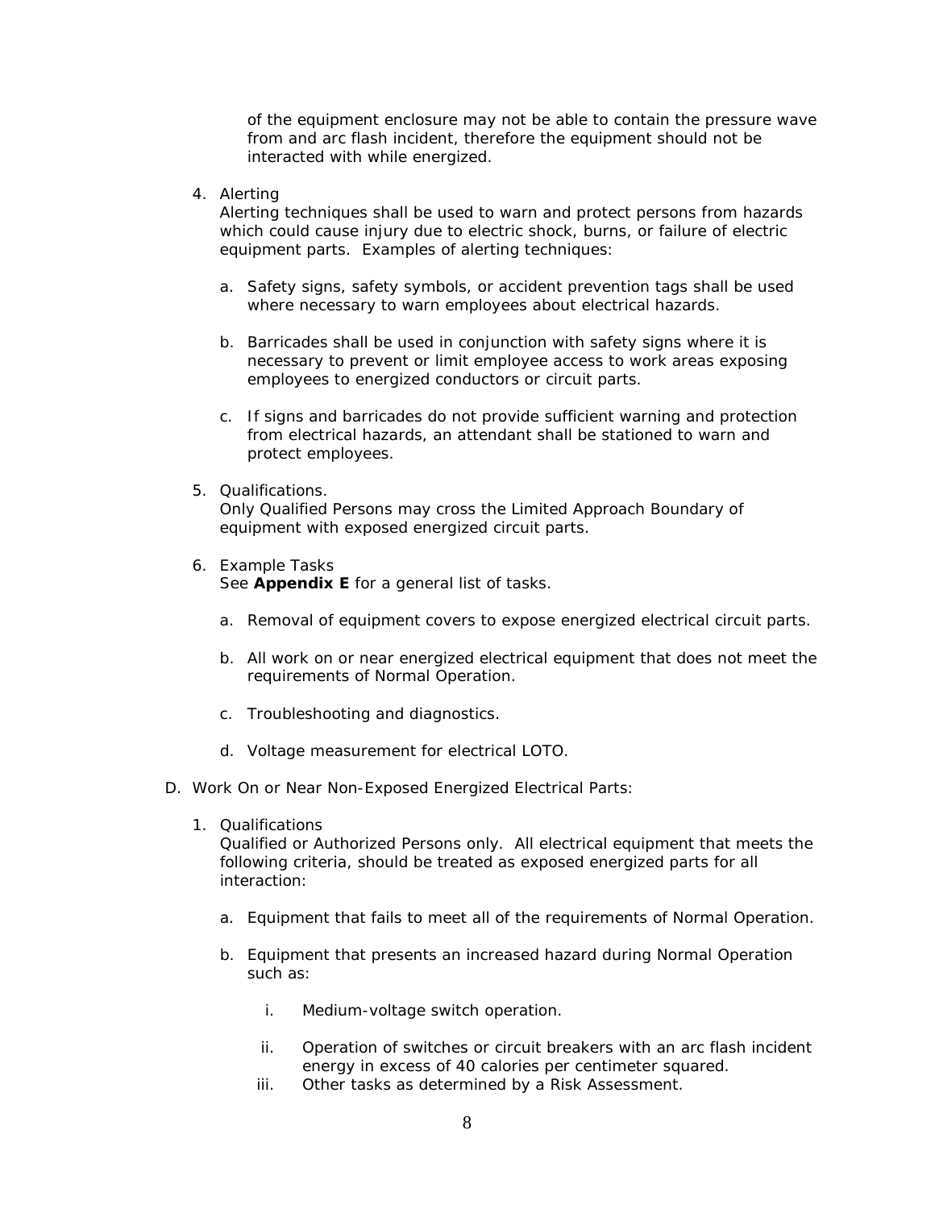of the equipment enclosure may not be able to contain the pressure wave from and arc flash incident, therefore the equipment should not be interacted with while energized.

4. Alerting
   Alerting techniques shall be used to warn and protect persons from hazards which could cause injury due to electric shock, burns, or failure of electric equipment parts. Examples of alerting techniques:

   a. Safety signs, safety symbols, or accident prevention tags shall be used where necessary to warn employees about electrical hazards.

   b. Barricades shall be used in conjunction with safety signs where it is necessary to prevent or limit employee access to work areas exposing employees to energized conductors or circuit parts.

   c. If signs and barricades do not provide sufficient warning and protection from electrical hazards, an attendant shall be stationed to warn and protect employees.

5. Qualifications.
   Only Qualified Persons may cross the Limited Approach Boundary of equipment with exposed energized circuit parts.

6. Example Tasks
   See **Appendix E** for a general list of tasks.

   a. Removal of equipment covers to expose energized electrical circuit parts.

   b. All work on or near energized electrical equipment that does not meet the requirements of Normal Operation.

   c. Troubleshooting and diagnostics.

   d. Voltage measurement for electrical LOTO.

D. Work On or Near Non-Exposed Energized Electrical Parts:

1. Qualifications
   Qualified or Authorized Persons only. All electrical equipment that meets the following criteria, should be treated as exposed energized parts for all interaction:

   a. Equipment that fails to meet all of the requirements of Normal Operation.

   b. Equipment that presents an increased hazard during Normal Operation such as:

      i. Medium-voltage switch operation.

      ii. Operation of switches or circuit breakers with an arc flash incident energy in excess of 40 calories per centimeter squared.

      iii. Other tasks as determined by a Risk Assessment.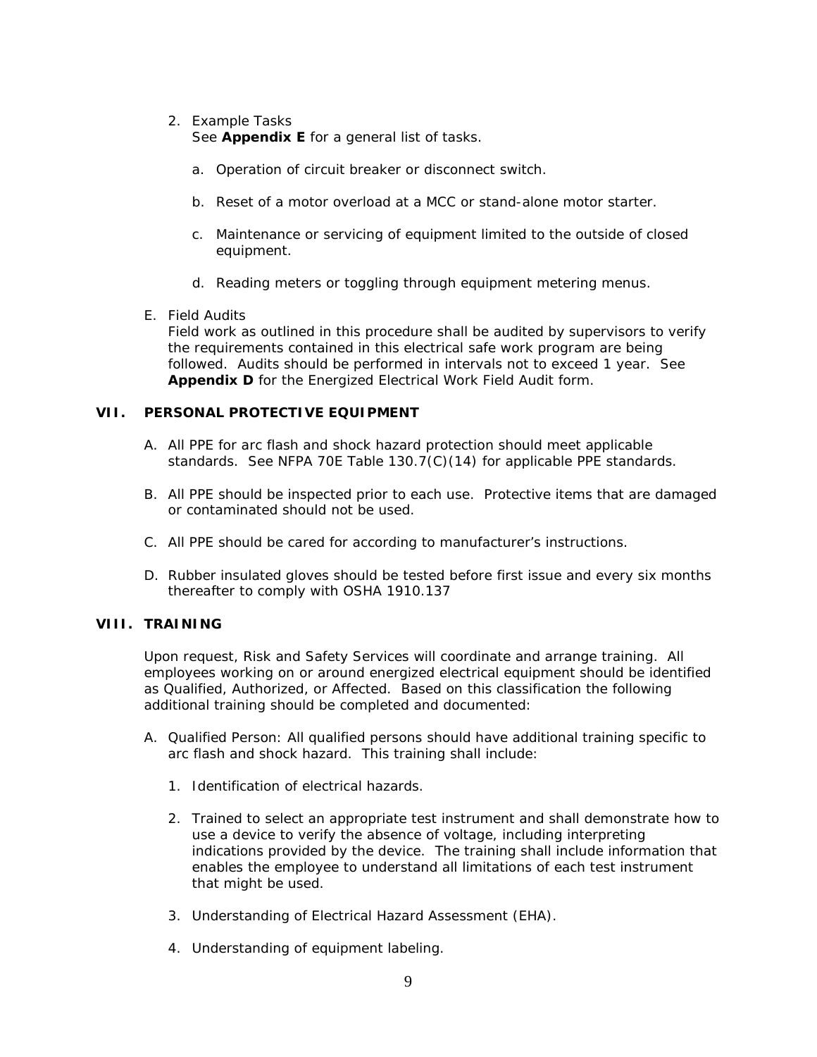2. Example Tasks
   See **Appendix E** for a general list of tasks.

   a. Operation of circuit breaker or disconnect switch.

   b. Reset of a motor overload at a MCC or stand-alone motor starter.

   c. Maintenance or servicing of equipment limited to the outside of closed equipment.

   d. Reading meters or toggling through equipment metering menus.

E. Field Audits
   Field work as outlined in this procedure shall be audited by supervisors to verify the requirements contained in this electrical safe work program are being followed. Audits should be performed in intervals not to exceed 1 year. See **Appendix D** for the Energized Electrical Work Field Audit form.

## VII. PERSONAL PROTECTIVE EQUIPMENT

A. All PPE for arc flash and shock hazard protection should meet applicable standards. See NFPA 70E Table 130.7(C)(14) for applicable PPE standards.

B. All PPE should be inspected prior to each use. Protective items that are damaged or contaminated should not be used.

C. All PPE should be cared for according to manufacturer's instructions.

D. Rubber insulated gloves should be tested before first issue and every six months thereafter to comply with OSHA 1910.137

## VIII. TRAINING

Upon request, Risk and Safety Services will coordinate and arrange training. All employees working on or around energized electrical equipment should be identified as Qualified, Authorized, or Affected. Based on this classification the following additional training should be completed and documented:

A. Qualified Person: All qualified persons should have additional training specific to arc flash and shock hazard. This training shall include:

   1. Identification of electrical hazards.

   2. Trained to select an appropriate test instrument and shall demonstrate how to use a device to verify the absence of voltage, including interpreting indications provided by the device. The training shall include information that enables the employee to understand all limitations of each test instrument that might be used.

   3. Understanding of Electrical Hazard Assessment (EHA).

   4. Understanding of equipment labeling.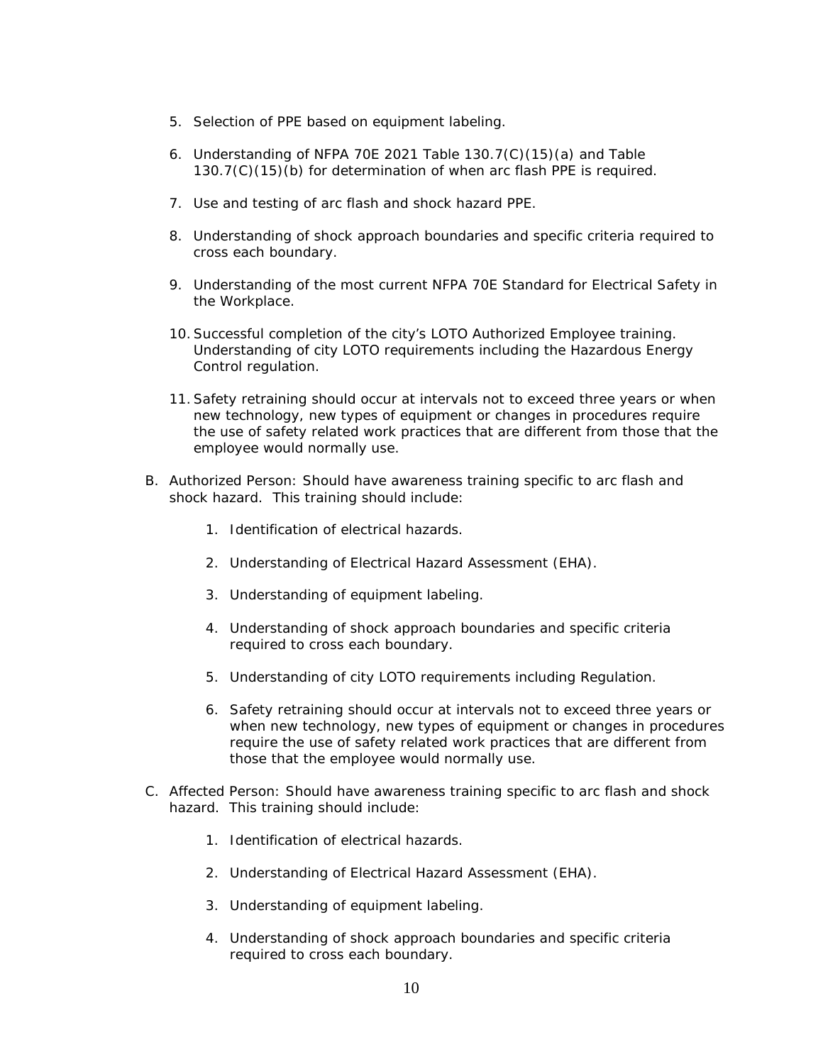5. Selection of PPE based on equipment labeling.

6. Understanding of NFPA 70E 2021 Table 130.7(C)(15)(a) and Table 130.7(C)(15)(b) for determination of when arc flash PPE is required.

7. Use and testing of arc flash and shock hazard PPE.

8. Understanding of shock approach boundaries and specific criteria required to cross each boundary.

9. Understanding of the most current NFPA 70E Standard for Electrical Safety in the Workplace.

10. Successful completion of the city's LOTO Authorized Employee training. Understanding of city LOTO requirements including the Hazardous Energy Control regulation.

11. Safety retraining should occur at intervals not to exceed three years or when new technology, new types of equipment or changes in procedures require the use of safety related work practices that are different from those that the employee would normally use.

B. Authorized Person: Should have awareness training specific to arc flash and shock hazard. This training should include:

   1. Identification of electrical hazards.

   2. Understanding of Electrical Hazard Assessment (EHA).

   3. Understanding of equipment labeling.

   4. Understanding of shock approach boundaries and specific criteria required to cross each boundary.

   5. Understanding of city LOTO requirements including Regulation.

   6. Safety retraining should occur at intervals not to exceed three years or when new technology, new types of equipment or changes in procedures require the use of safety related work practices that are different from those that the employee would normally use.

C. Affected Person: Should have awareness training specific to arc flash and shock hazard. This training should include:

   1. Identification of electrical hazards.

   2. Understanding of Electrical Hazard Assessment (EHA).

   3. Understanding of equipment labeling.

   4. Understanding of shock approach boundaries and specific criteria required to cross each boundary.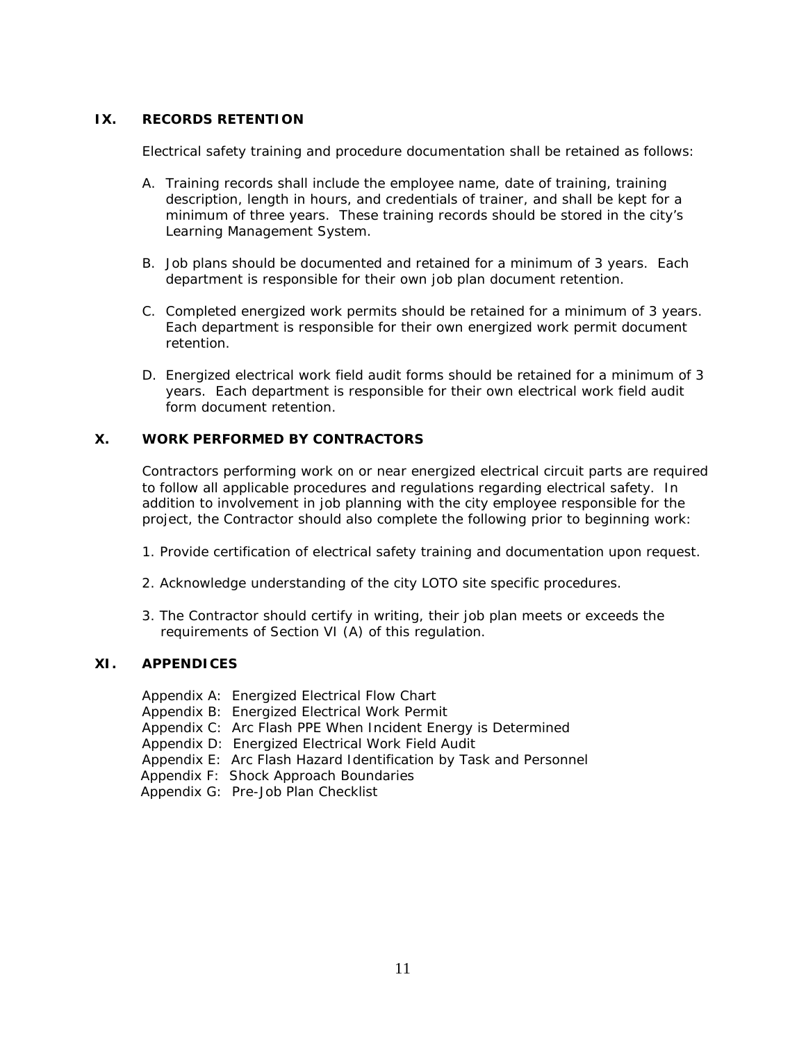## IX. RECORDS RETENTION

Electrical safety training and procedure documentation shall be retained as follows:

A. Training records shall include the employee name, date of training, training description, length in hours, and credentials of trainer, and shall be kept for a minimum of three years. These training records should be stored in the city's Learning Management System.

B. Job plans should be documented and retained for a minimum of 3 years. Each department is responsible for their own job plan document retention.

C. Completed energized work permits should be retained for a minimum of 3 years. Each department is responsible for their own energized work permit document retention.

D. Energized electrical work field audit forms should be retained for a minimum of 3 years. Each department is responsible for their own electrical work field audit form document retention.

## X. WORK PERFORMED BY CONTRACTORS

Contractors performing work on or near energized electrical circuit parts are required to follow all applicable procedures and regulations regarding electrical safety. In addition to involvement in job planning with the city employee responsible for the project, the Contractor should also complete the following prior to beginning work:

1. Provide certification of electrical safety training and documentation upon request.

2. Acknowledge understanding of the city LOTO site specific procedures.

3. The Contractor should certify in writing, their job plan meets or exceeds the requirements of Section VI (A) of this regulation.

## XI. APPENDICES

Appendix A: Energized Electrical Flow Chart
Appendix B: Energized Electrical Work Permit
Appendix C: Arc Flash PPE When Incident Energy is Determined
Appendix D: Energized Electrical Work Field Audit
Appendix E: Arc Flash Hazard Identification by Task and Personnel
Appendix F: Shock Approach Boundaries
Appendix G: Pre-Job Plan Checklist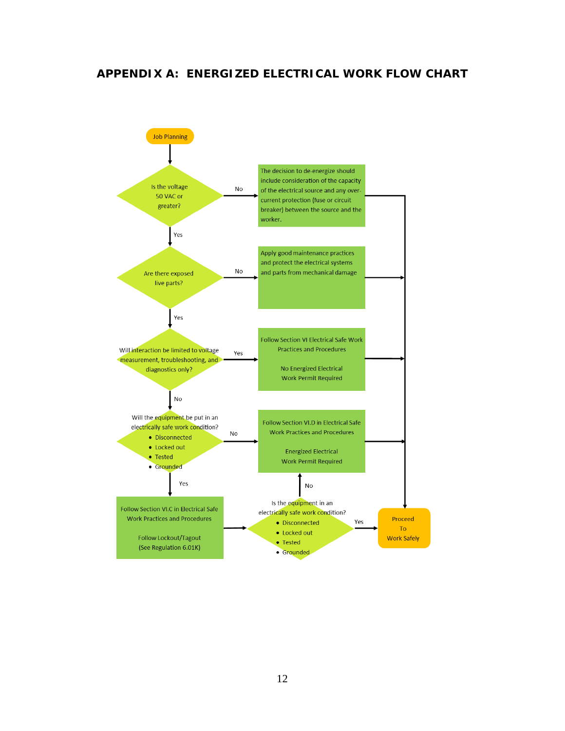# APPENDIX A: ENERGIZED ELECTRICAL WORK FLOW CHART

Job Planning

Is the voltage 50 VAC or greater?

- No → The decision to de-energize should include consideration of the capacity of the electrical source and any over-current protection (fuse or circuit breaker) between the source and the worker. → Proceed To Work Safely
- Yes → Are there exposed live parts?

Are there exposed live parts?

- No → Apply good maintenance practices and protect the electrical systems and parts from mechanical damage → Proceed To Work Safely
- Yes → Will interaction be limited to voltage measurement, troubleshooting, and diagnostics only?

Will interaction be limited to voltage measurement, troubleshooting, and diagnostics only?

- Yes → Follow Section VI Electrical Safe Work Practices and Procedures. No Energized Electrical Work Permit Required → Proceed To Work Safely
- No → Will the equipment be put in an electrically safe work condition?

Will the equipment be put in an electrically safe work condition?

- Disconnected
- Locked out
- Tested
- Grounded

- No → Follow Section VI.D in Electrical Safe Work Practices and Procedures. Energized Electrical Work Permit Required → Proceed To Work Safely
- Yes → Follow Section VI.C in Electrical Safe Work Practices and Procedures. Follow Lockout/Tagout (See Regulation 6.01K) → Is the equipment in an electrically safe work condition?

Is the equipment in an electrically safe work condition?

- Disconnected
- Locked out
- Tested
- Grounded

- Yes → Proceed To Work Safely
- No → Follow Section VI.D in Electrical Safe Work Practices and Procedures. Energized Electrical Work Permit Required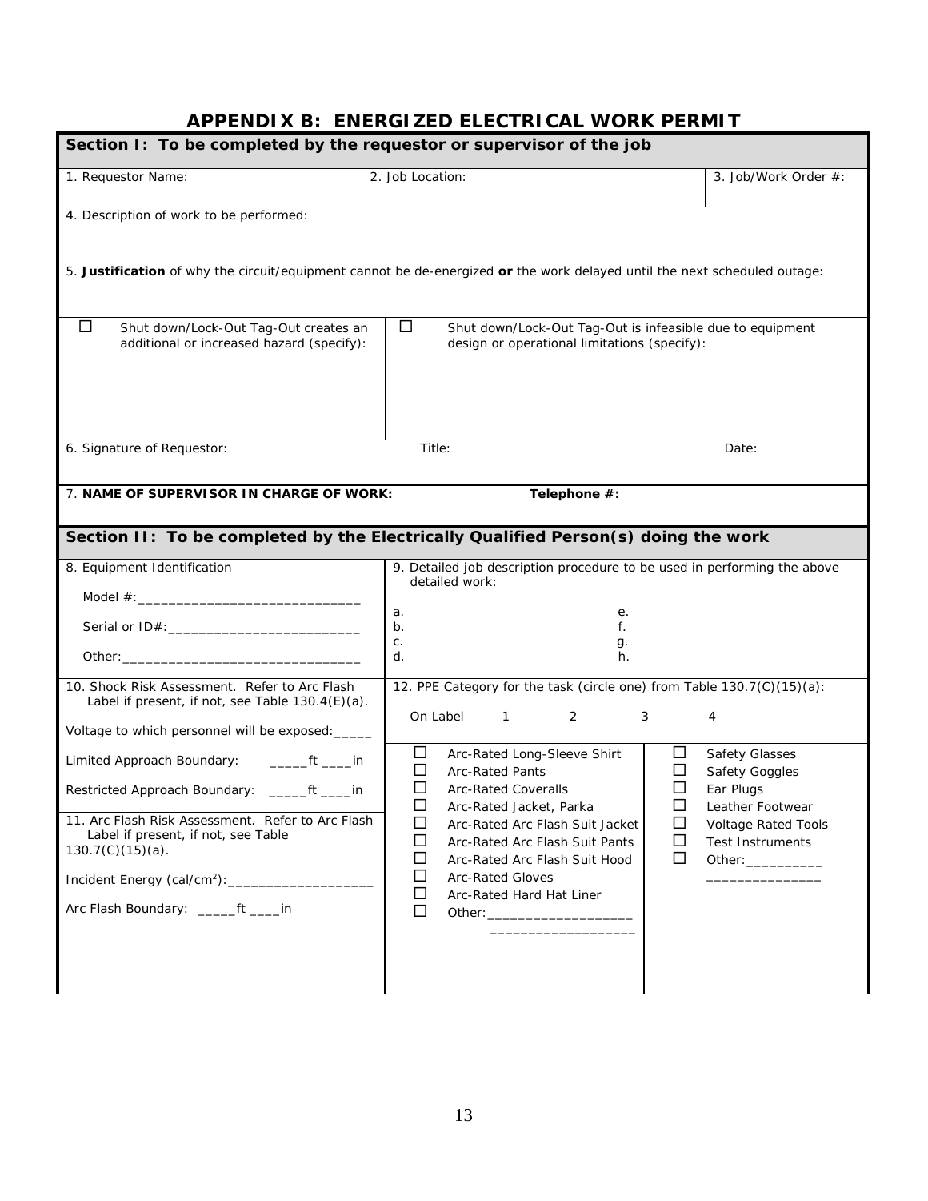# APPENDIX B: ENERGIZED ELECTRICAL WORK PERMIT

## Section I: To be completed by the requestor or supervisor of the job

| 1. Requestor Name: | 2. Job Location: | 3. Job/Work Order #: |
|---|---|---|

4. Description of work to be performed:

5. **Justification** of why the circuit/equipment cannot be de-energized **or** the work delayed until the next scheduled outage:

| ☐ Shut down/Lock-Out Tag-Out creates an additional or increased hazard (specify): | ☐ Shut down/Lock-Out Tag-Out is infeasible due to equipment design or operational limitations (specify): |
|---|---|

| 6. Signature of Requestor: | Title: | Date: |
|---|---|---|

7. **NAME OF SUPERVISOR IN CHARGE OF WORK:** **Telephone #:**

## Section II: To be completed by the Electrically Qualified Person(s) doing the work

8. Equipment Identification

Model #:_____________________________

Serial or ID#:_________________________

Other:_______________________________

9. Detailed job description procedure to be used in performing the above detailed work:

a.
b.
c.
d.
e.
f.
g.
h.

10. Shock Risk Assessment. Refer to Arc Flash Label if present, if not, see Table 130.4(E)(a).

Voltage to which personnel will be exposed:_____

Limited Approach Boundary: _____ft ____in

Restricted Approach Boundary: _____ft ____in

11. Arc Flash Risk Assessment. Refer to Arc Flash Label if present, if not, see Table 130.7(C)(15)(a).

Incident Energy (cal/cm$^2$):___________________

Arc Flash Boundary: _____ft ____in

12. PPE Category for the task (circle one) from Table 130.7(C)(15)(a):

On Label 1 2 3 4

- ☐ Arc-Rated Long-Sleeve Shirt
- ☐ Arc-Rated Pants
- ☐ Arc-Rated Coveralls
- ☐ Arc-Rated Jacket, Parka
- ☐ Arc-Rated Arc Flash Suit Jacket
- ☐ Arc-Rated Arc Flash Suit Pants
- ☐ Arc-Rated Arc Flash Suit Hood
- ☐ Arc-Rated Gloves
- ☐ Arc-Rated Hard Hat Liner
- ☐ Other:___________________ ___________________

- ☐ Safety Glasses
- ☐ Safety Goggles
- ☐ Ear Plugs
- ☐ Leather Footwear
- ☐ Voltage Rated Tools
- ☐ Test Instruments
- ☐ Other:__________ _______________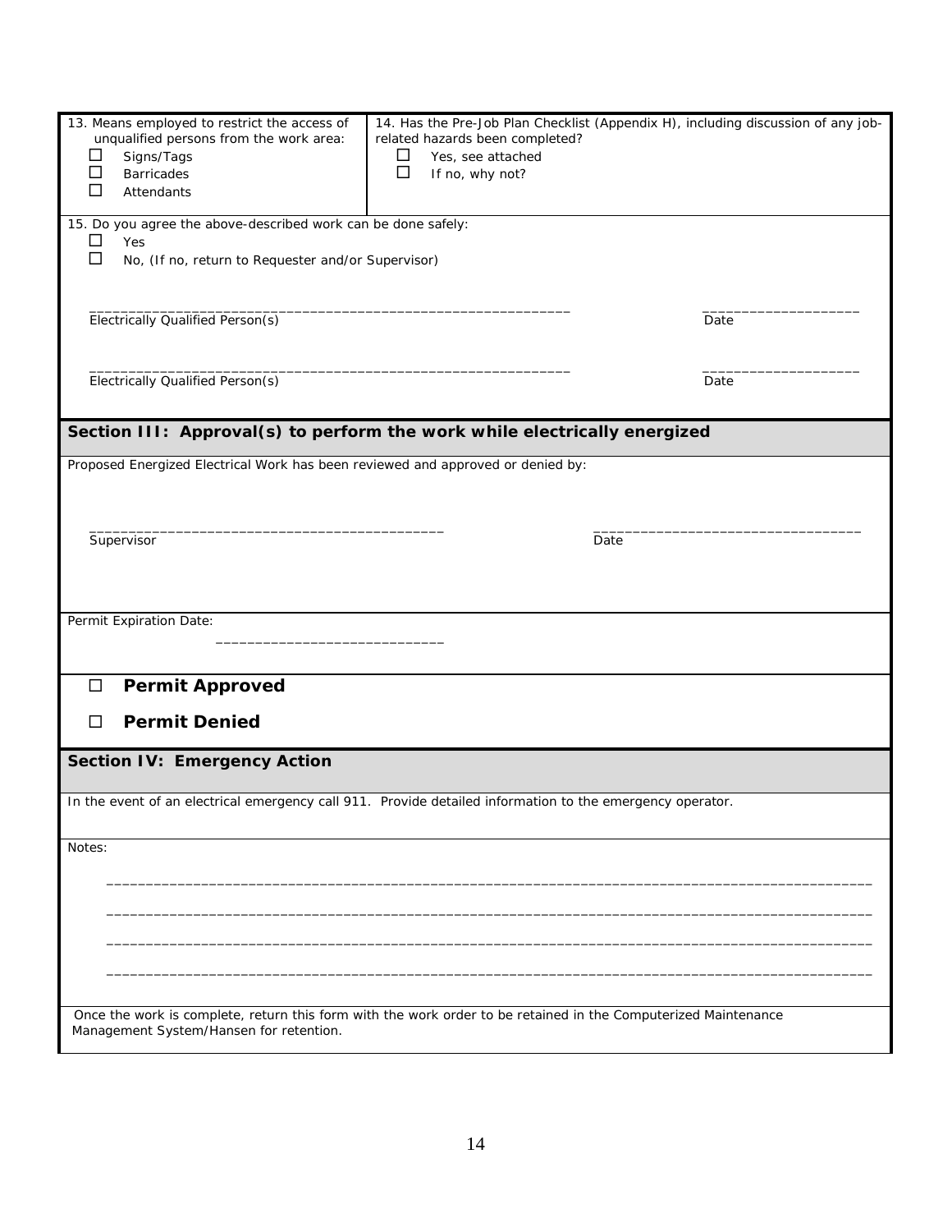| 13. Means employed to restrict the access of unqualified persons from the work area: | 14. Has the Pre-Job Plan Checklist (Appendix H), including discussion of any job-related hazards been completed? |
| --- | --- |
| ☐ Signs/Tags<br>☐ Barricades<br>☐ Attendants | ☐ Yes, see attached<br>☐ If no, why not? |

15. Do you agree the above-described work can be done safely:

☐ Yes

☐ No, (If no, return to Requester and/or Supervisor)

_____________________________________________________________ ____________________

Electrically Qualified Person(s) Date

_____________________________________________________________ ____________________

Electrically Qualified Person(s) Date

## Section III: Approval(s) to perform the work while electrically energized

Proposed Energized Electrical Work has been reviewed and approved or denied by:

______________________________________________ ___________________________________

Supervisor Date

Permit Expiration Date:

_____________________________

☐ **Permit Approved**

☐ **Permit Denied**

## Section IV: Emergency Action

In the event of an electrical emergency call 911. Provide detailed information to the emergency operator.

Notes:

_____________________________________________________________________________________________________

_____________________________________________________________________________________________________

_____________________________________________________________________________________________________

_____________________________________________________________________________________________________

Once the work is complete, return this form with the work order to be retained in the Computerized Maintenance Management System/Hansen for retention.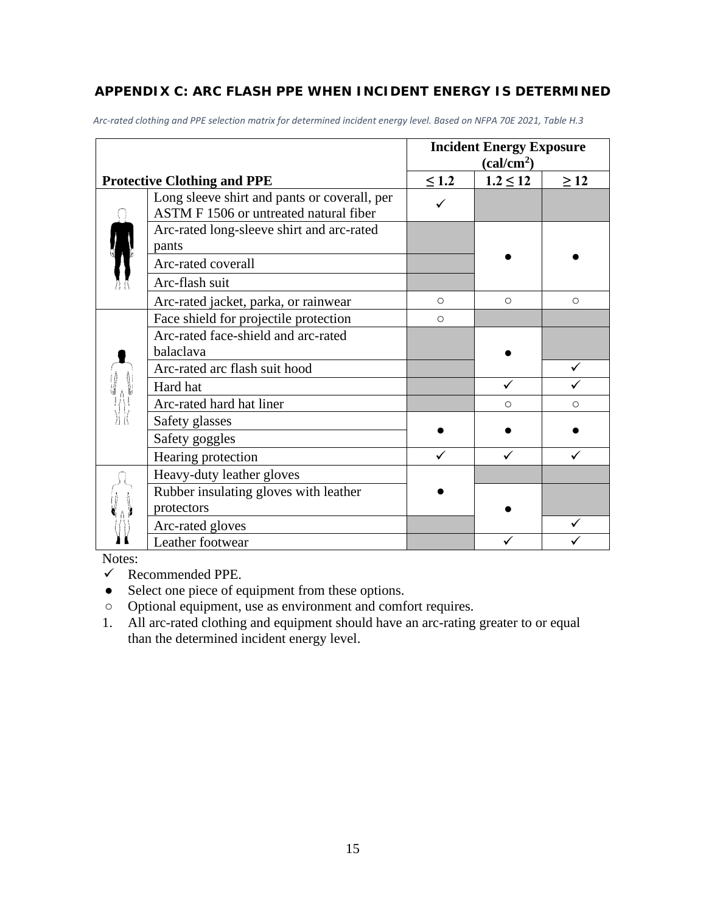## APPENDIX C: ARC FLASH PPE WHEN INCIDENT ENERGY IS DETERMINED

*Arc-rated clothing and PPE selection matrix for determined incident energy level. Based on NFPA 70E 2021, Table H.3*

| Protective Clothing and PPE | Incident Energy Exposure (cal/cm²) | | |
|---|---|---|---|
| | ≤ 1.2 | 1.2 ≤ 12 | ≥ 12 |
| Long sleeve shirt and pants or coverall, per ASTM F 1506 or untreated natural fiber | ✓ | | |
| Arc-rated long-sleeve shirt and arc-rated pants | | ● | ● |
| Arc-rated coverall | | | |
| Arc-flash suit | | | |
| Arc-rated jacket, parka, or rainwear | ○ | ○ | ○ |
| Face shield for projectile protection | ○ | | |
| Arc-rated face-shield and arc-rated balaclava | | ● | |
| Arc-rated arc flash suit hood | | | ✓ |
| Hard hat | | ✓ | ✓ |
| Arc-rated hard hat liner | | ○ | ○ |
| Safety glasses | ● | ● | ● |
| Safety goggles | | | |
| Hearing protection | ✓ | ✓ | ✓ |
| Heavy-duty leather gloves | ● | | |
| Rubber insulating gloves with leather protectors | | ● | |
| Arc-rated gloves | | | ✓ |
| Leather footwear | | ✓ | ✓ |

Notes:

- ✓ Recommended PPE.
- ● Select one piece of equipment from these options.
- ○ Optional equipment, use as environment and comfort requires.

1. All arc-rated clothing and equipment should have an arc-rating greater to or equal than the determined incident energy level.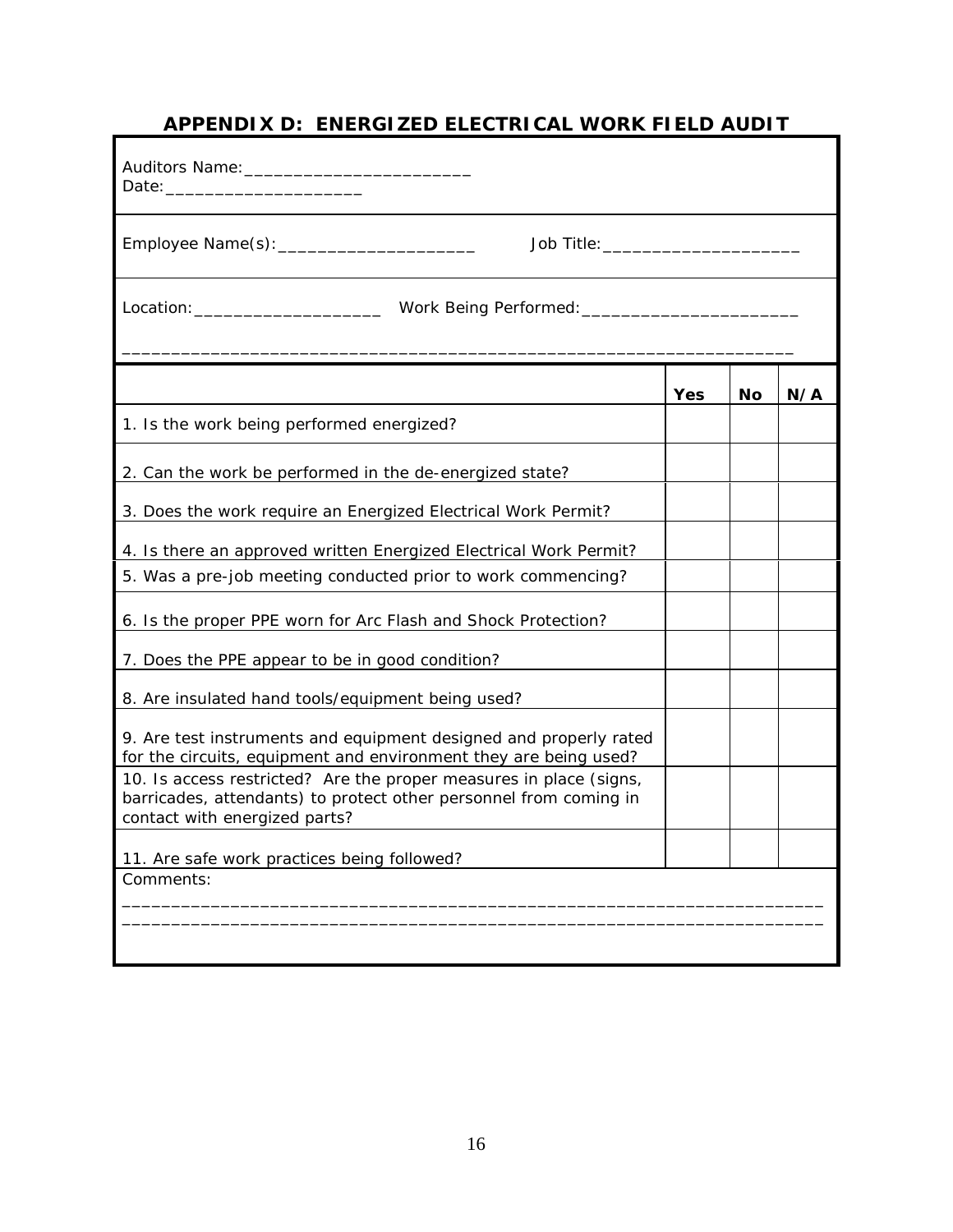## APPENDIX D: ENERGIZED ELECTRICAL WORK FIELD AUDIT

Auditors Name:________________________
Date:_____________________

Employee Name(s):_____________________ Job Title:_____________________

Location:____________________ Work Being Performed:______________________

____________________________________________________________________

| | Yes | No | N/A |
|---|---|---|---|
| 1. Is the work being performed energized? | | | |
| 2. Can the work be performed in the de-energized state? | | | |
| 3. Does the work require an Energized Electrical Work Permit? | | | |
| 4. Is there an approved written Energized Electrical Work Permit? | | | |
| 5. Was a pre-job meeting conducted prior to work commencing? | | | |
| 6. Is the proper PPE worn for Arc Flash and Shock Protection? | | | |
| 7. Does the PPE appear to be in good condition? | | | |
| 8. Are insulated hand tools/equipment being used? | | | |
| 9. Are test instruments and equipment designed and properly rated for the circuits, equipment and environment they are being used? | | | |
| 10. Is access restricted? Are the proper measures in place (signs, barricades, attendants) to protect other personnel from coming in contact with energized parts? | | | |
| 11. Are safe work practices being followed? | | | |

Comments:
________________________________________________________________________
________________________________________________________________________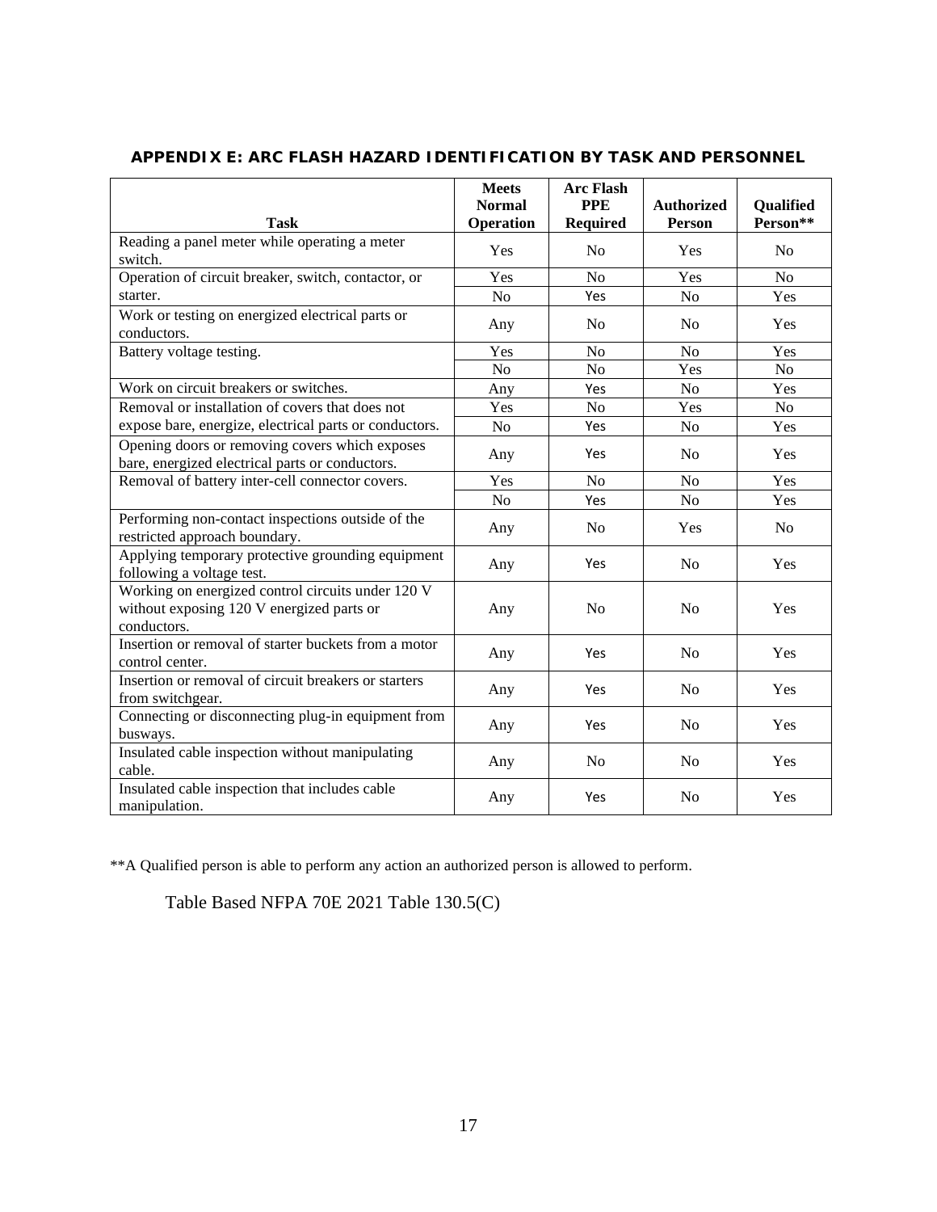## APPENDIX E: ARC FLASH HAZARD IDENTIFICATION BY TASK AND PERSONNEL

| Task | Meets Normal Operation | Arc Flash PPE Required | Authorized Person | Qualified Person** |
|---|---|---|---|---|
| Reading a panel meter while operating a meter switch. | Yes | No | Yes | No |
| Operation of circuit breaker, switch, contactor, or starter. | Yes | No | Yes | No |
| | No | Yes | No | Yes |
| Work or testing on energized electrical parts or conductors. | Any | No | No | Yes |
| Battery voltage testing. | Yes | No | No | Yes |
| | No | No | Yes | No |
| Work on circuit breakers or switches. | Any | Yes | No | Yes |
| Removal or installation of covers that does not expose bare, energize, electrical parts or conductors. | Yes | No | Yes | No |
| | No | Yes | No | Yes |
| Opening doors or removing covers which exposes bare, energized electrical parts or conductors. | Any | Yes | No | Yes |
| Removal of battery inter-cell connector covers. | Yes | No | No | Yes |
| | No | Yes | No | Yes |
| Performing non-contact inspections outside of the restricted approach boundary. | Any | No | Yes | No |
| Applying temporary protective grounding equipment following a voltage test. | Any | Yes | No | Yes |
| Working on energized control circuits under 120 V without exposing 120 V energized parts or conductors. | Any | No | No | Yes |
| Insertion or removal of starter buckets from a motor control center. | Any | Yes | No | Yes |
| Insertion or removal of circuit breakers or starters from switchgear. | Any | Yes | No | Yes |
| Connecting or disconnecting plug-in equipment from busways. | Any | Yes | No | Yes |
| Insulated cable inspection without manipulating cable. | Any | No | No | Yes |
| Insulated cable inspection that includes cable manipulation. | Any | Yes | No | Yes |

**A Qualified person is able to perform any action an authorized person is allowed to perform.

Table Based NFPA 70E 2021 Table 130.5(C)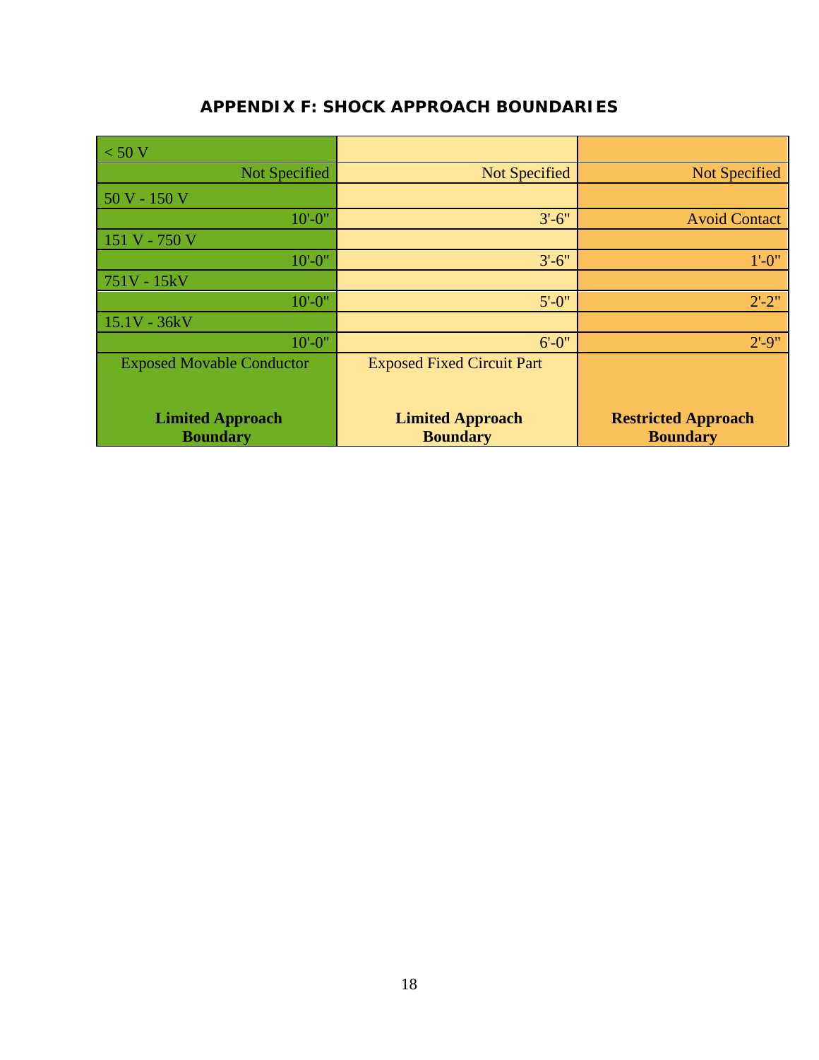## APPENDIX F: SHOCK APPROACH BOUNDARIES

| < 50 V | | |
|---|---|---|
| Not Specified | Not Specified | Not Specified |
| 50 V - 150 V | | |
| 10'-0" | 3'-6" | Avoid Contact |
| 151 V - 750 V | | |
| 10'-0" | 3'-6" | 1'-0" |
| 751V - 15kV | | |
| 10'-0" | 5'-0" | 2'-2" |
| 15.1V - 36kV | | |
| 10'-0" | 6'-0" | 2'-9" |
| Exposed Movable Conductor | Exposed Fixed Circuit Part | |
| **Limited Approach Boundary** | **Limited Approach Boundary** | **Restricted Approach Boundary** |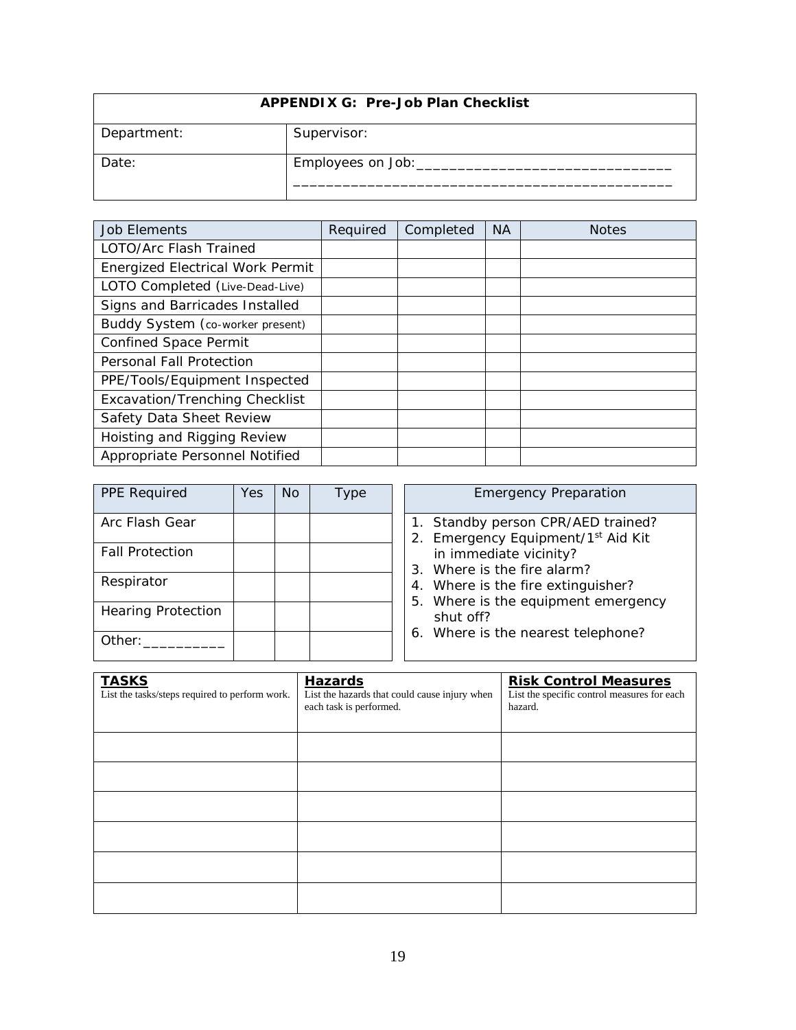| APPENDIX G: Pre-Job Plan Checklist | |
|---|---|
| Department: | Supervisor: |
| Date: | Employees on Job:_______________________________ ______________________________________________ |

| Job Elements | Required | Completed | NA | Notes |
|---|---|---|---|---|
| LOTO/Arc Flash Trained | | | | |
| Energized Electrical Work Permit | | | | |
| LOTO Completed (Live-Dead-Live) | | | | |
| Signs and Barricades Installed | | | | |
| Buddy System (co-worker present) | | | | |
| Confined Space Permit | | | | |
| Personal Fall Protection | | | | |
| PPE/Tools/Equipment Inspected | | | | |
| Excavation/Trenching Checklist | | | | |
| Safety Data Sheet Review | | | | |
| Hoisting and Rigging Review | | | | |
| Appropriate Personnel Notified | | | | |

| PPE Required | Yes | No | Type |
|---|---|---|---|
| Arc Flash Gear | | | |
| Fall Protection | | | |
| Respirator | | | |
| Hearing Protection | | | |
| Other:__________ | | | |

| Emergency Preparation |
|---|
| 1. Standby person CPR/AED trained?<br>2. Emergency Equipment/1st Aid Kit in immediate vicinity?<br>3. Where is the fire alarm?<br>4. Where is the fire extinguisher?<br>5. Where is the equipment emergency shut off?<br>6. Where is the nearest telephone? |

| **TASKS**<br>List the tasks/steps required to perform work. | **Hazards**<br>List the hazards that could cause injury when each task is performed. | **Risk Control Measures**<br>List the specific control measures for each hazard. |
|---|---|---|
| | | |
| | | |
| | | |
| | | |
| | | |
| | | |